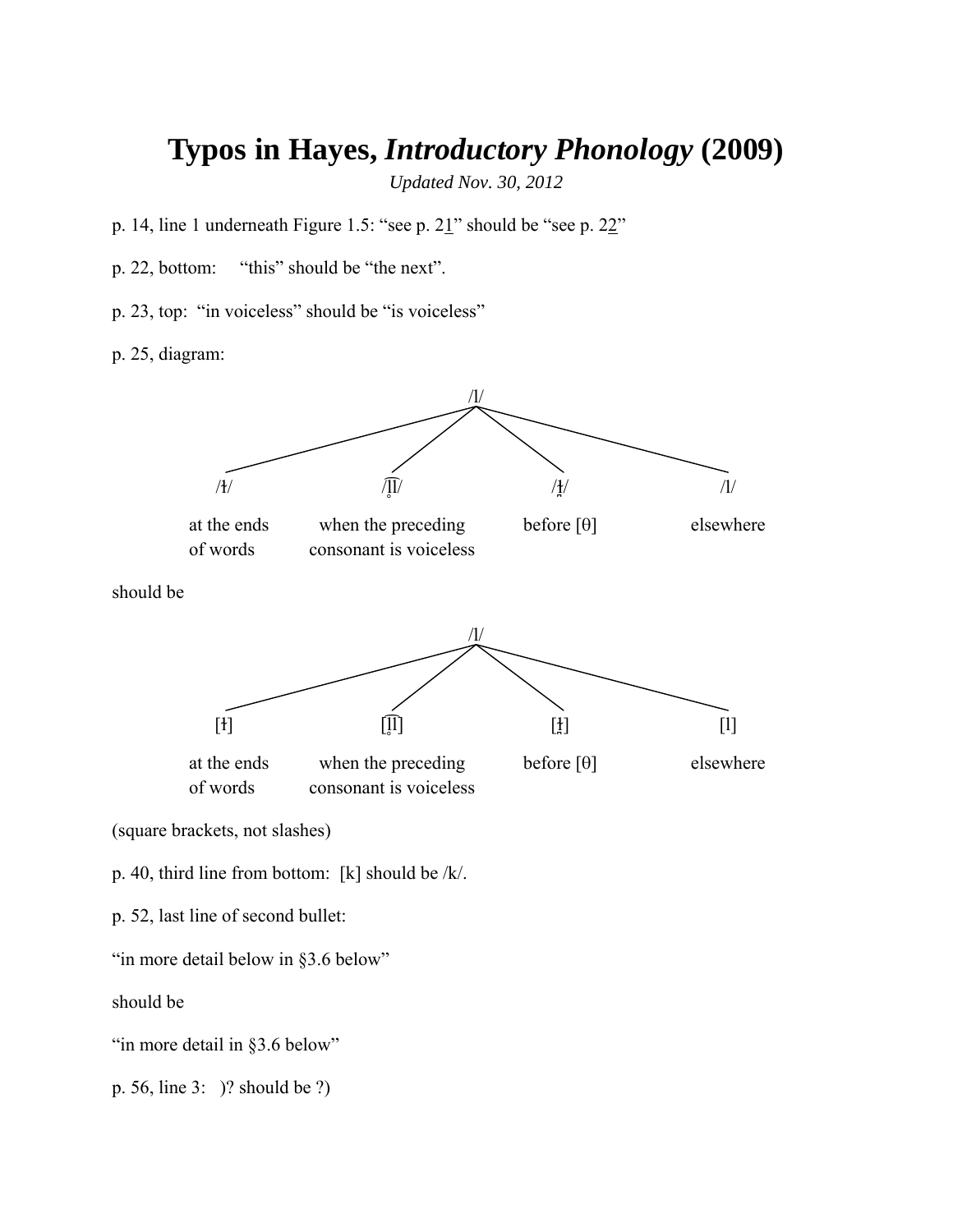# Typos in Hayes, *Introductory Phonology* (2009)

*Updated Nov. 30, 2012*

p. 14, line 1 underneath Figure 1.5: “see p. 2<u>1</u>” should be “see p. 2<u>2</u>”

p. 22, bottom: “this” should be “the next”.

p. 23, top: “in voiceless” should be “is voiceless”

p. 25, diagram:

| | | /l/ | | |
|---|---|---|---|---|
| /ɫ/ | /l̥͡l/ | | /ɫ̪/ | /l/ |
| at the ends of words | when the preceding consonant is voiceless | | before [θ] | elsewhere |

should be

| | | /l/ | | |
|---|---|---|---|---|
| [ɫ] | [l̥͡l] | | [ɫ̪] | [l] |
| at the ends of words | when the preceding consonant is voiceless | | before [θ] | elsewhere |

(square brackets, not slashes)

p. 40, third line from bottom: [k] should be /k/.

p. 52, last line of second bullet:

“in more detail below in §3.6 below”

should be

“in more detail in §3.6 below”

p. 56, line 3: )? should be ?)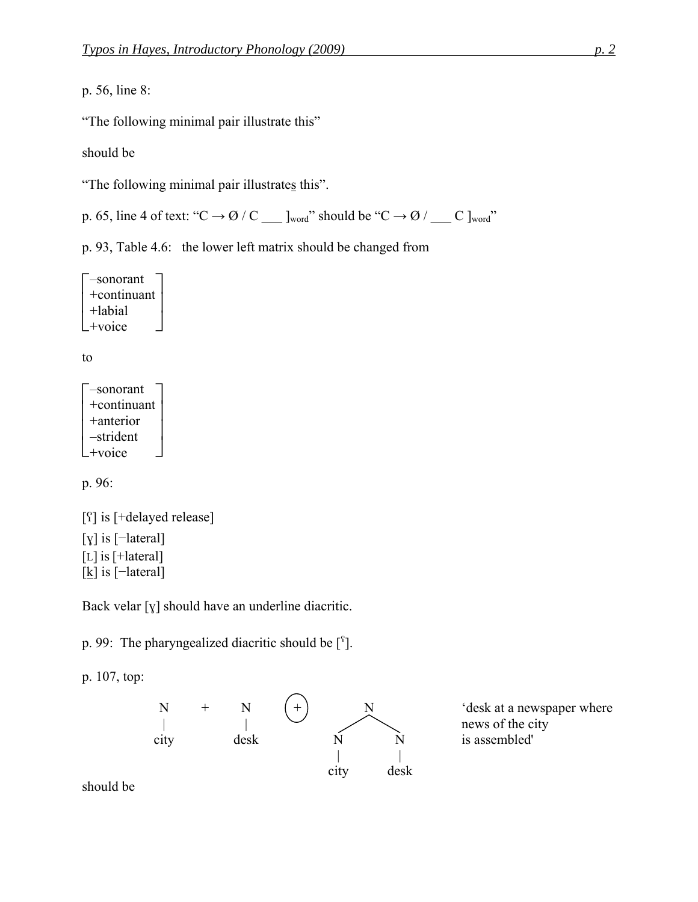p. 56, line 8:

"The following minimal pair illustrate this"

should be

"The following minimal pair illustrate<u>s</u> this".

p. 65, line 4 of text: "C → Ø / C ___ $]_{word}$" should be "C → Ø / ___ C $]_{word}$"

p. 93, Table 4.6: the lower left matrix should be changed from

$$\begin{bmatrix} \text{–sonorant} \\ \text{+continuant} \\ \text{+labial} \\ \text{+voice} \end{bmatrix}$$

to

$$\begin{bmatrix} \text{–sonorant} \\ \text{+continuant} \\ \text{+anterior} \\ \text{–strident} \\ \text{+voice} \end{bmatrix}$$

p. 96:

[ʕ] is [+delayed release]
[ɣ] is [−lateral]
[ʟ] is [+lateral]
[k̲] is [−lateral]

Back velar [ɣ] should have an underline diacritic.

p. 99: The pharyngealized diacritic should be [ˤ].

p. 107, top:

```
 N      +     N     (+)        N              'desk at a newspaper where
 |            |              /   \             news of the city
city         desk           N     N            is assembled'
                            |     |
                           city  desk
```

should be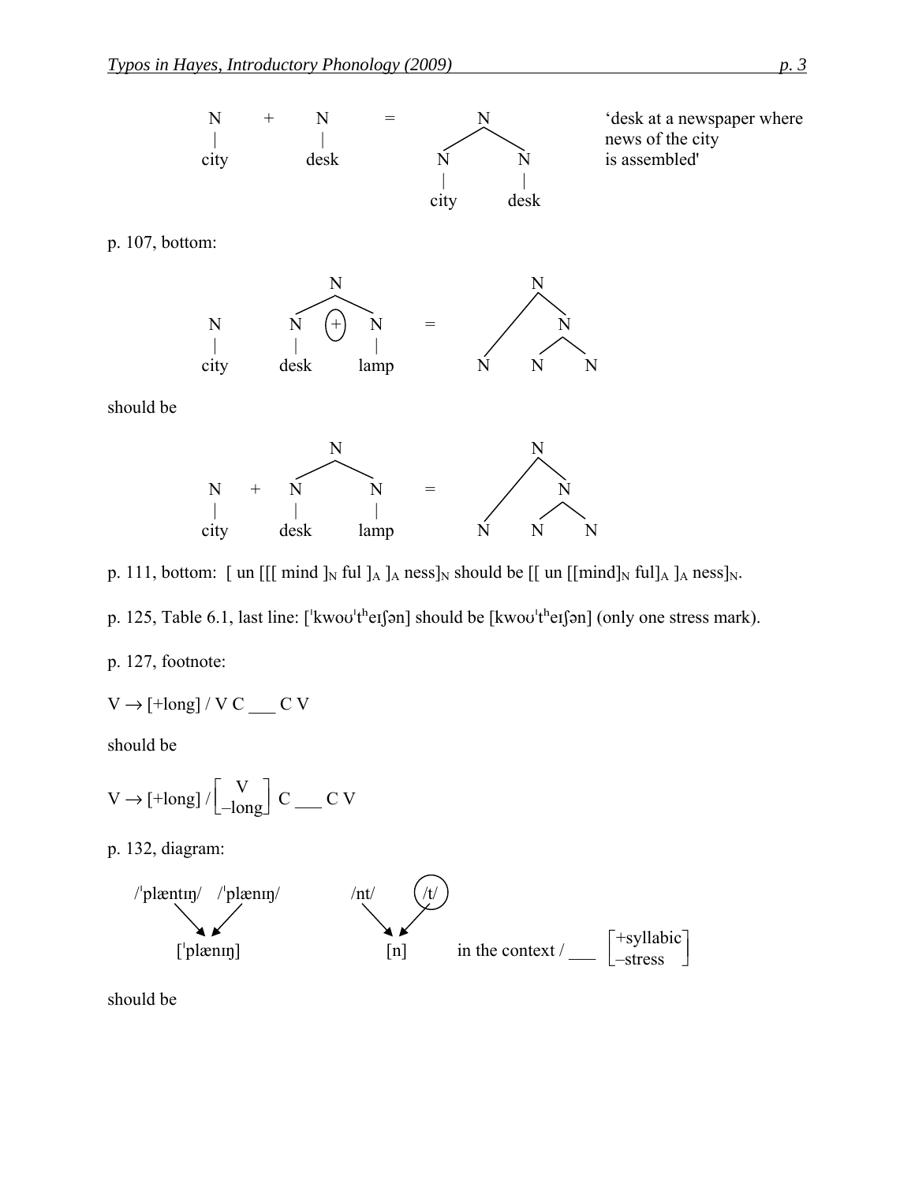```
  N    +    N     =        N             'desk at a newspaper where
  |         |             / \             news of the city
city      desk           N   N            is assembled'
                         |   |
                       city desk
```

p. 107, bottom:

```
              N                        N
             / \                      / \
  N        N (+) N       =           /   N
  |        |     |                  /   / \
city     desk   lamp               N   N   N
```

should be

```
              N                        N
             / \                      / \
  N    +   N     N       =           /   N
  |        |     |                  /   / \
city     desk   lamp               N   N   N
```

p. 111, bottom: [ un [[[ mind $]_N$ ful $]_A$ $]_A$ ness$]_N$ should be [[ un [[mind$]_N$ ful$]_A$ $]_A$ ness$]_N$.

p. 125, Table 6.1, last line: [ˈkwoʊˈtʰeɪʃən] should be [kwoʊˈtʰeɪʃən] (only one stress mark).

p. 127, footnote:

V → [+long] / V C ___ C V

should be

$$V \rightarrow [+\text{long}] \, / \begin{bmatrix} \text{V} \\ -\text{long} \end{bmatrix} \text{C} \_\_\_ \text{C V}$$

p. 132, diagram:

```
/ˈplæntɪŋ/   /ˈplænɪŋ/          /nt/   (/t/)
      \        /                  \     /
       [ˈplænɪŋ]                    [n]       in the context / ___ [+syllabic]
                                                                   [–stress  ]
```

should be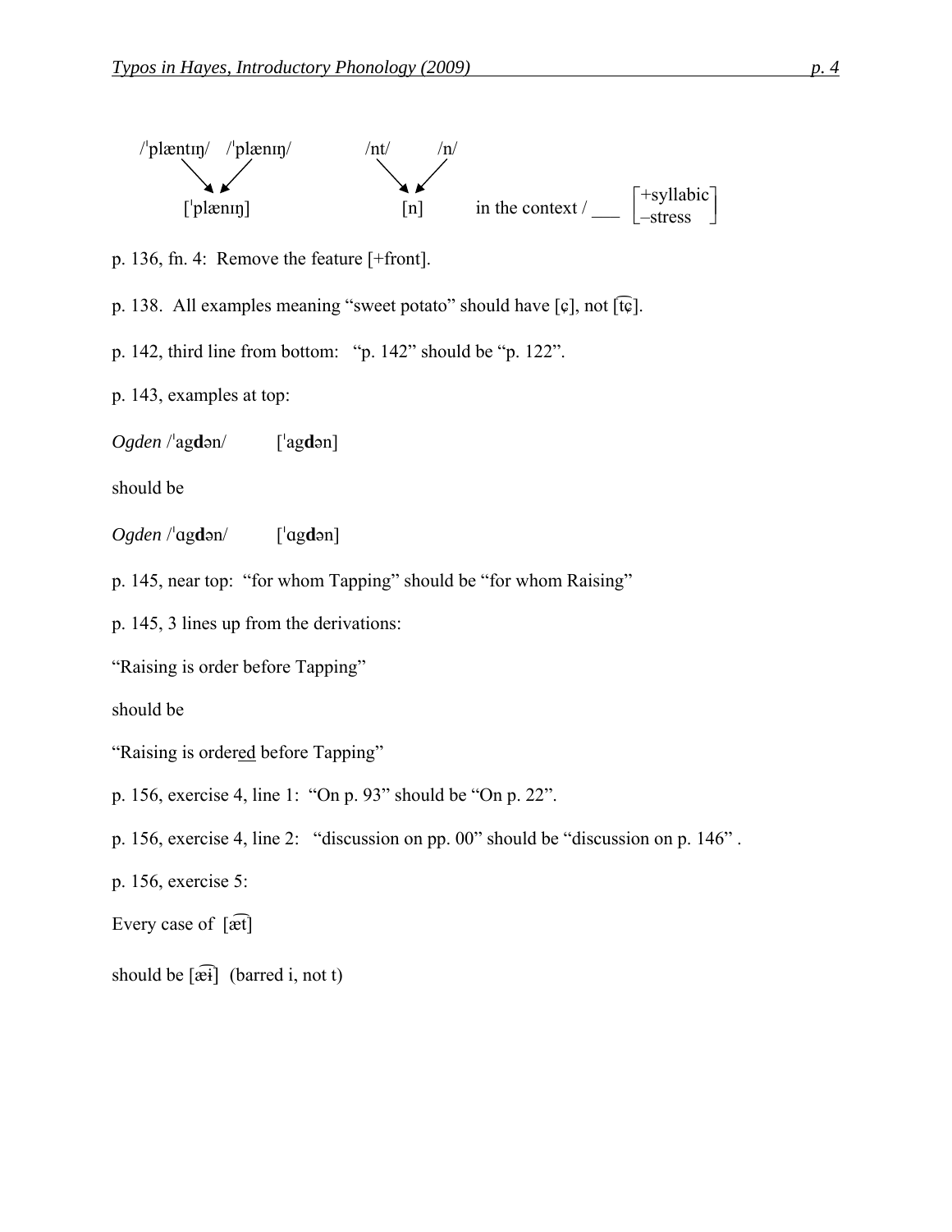/ˈplæntɪŋ/ → [ˈplænɪŋ] ← /ˈplænɪŋ/ /nt/ → [n] ← /n/ in the context / ___ [+syllabic, –stress]

p. 136, fn. 4: Remove the feature [+front].

p. 138. All examples meaning "sweet potato" should have [ɕ], not [t͡ɕ].

p. 142, third line from bottom: "p. 142" should be "p. 122".

p. 143, examples at top:

*Ogden* /ˈag**d**ən/ [ˈag**d**ən]

should be

*Ogden* /ˈɑg**d**ən/ [ˈɑg**d**ən]

p. 145, near top: "for whom Tapping" should be "for whom Raising"

p. 145, 3 lines up from the derivations:

"Raising is order before Tapping"

should be

"Raising is order<u>ed</u> before Tapping"

p. 156, exercise 4, line 1: "On p. 93" should be "On p. 22".

p. 156, exercise 4, line 2: "discussion on pp. 00" should be "discussion on p. 146" .

p. 156, exercise 5:

Every case of [æ͡t]

should be [æ͡ɨ] (barred i, not t)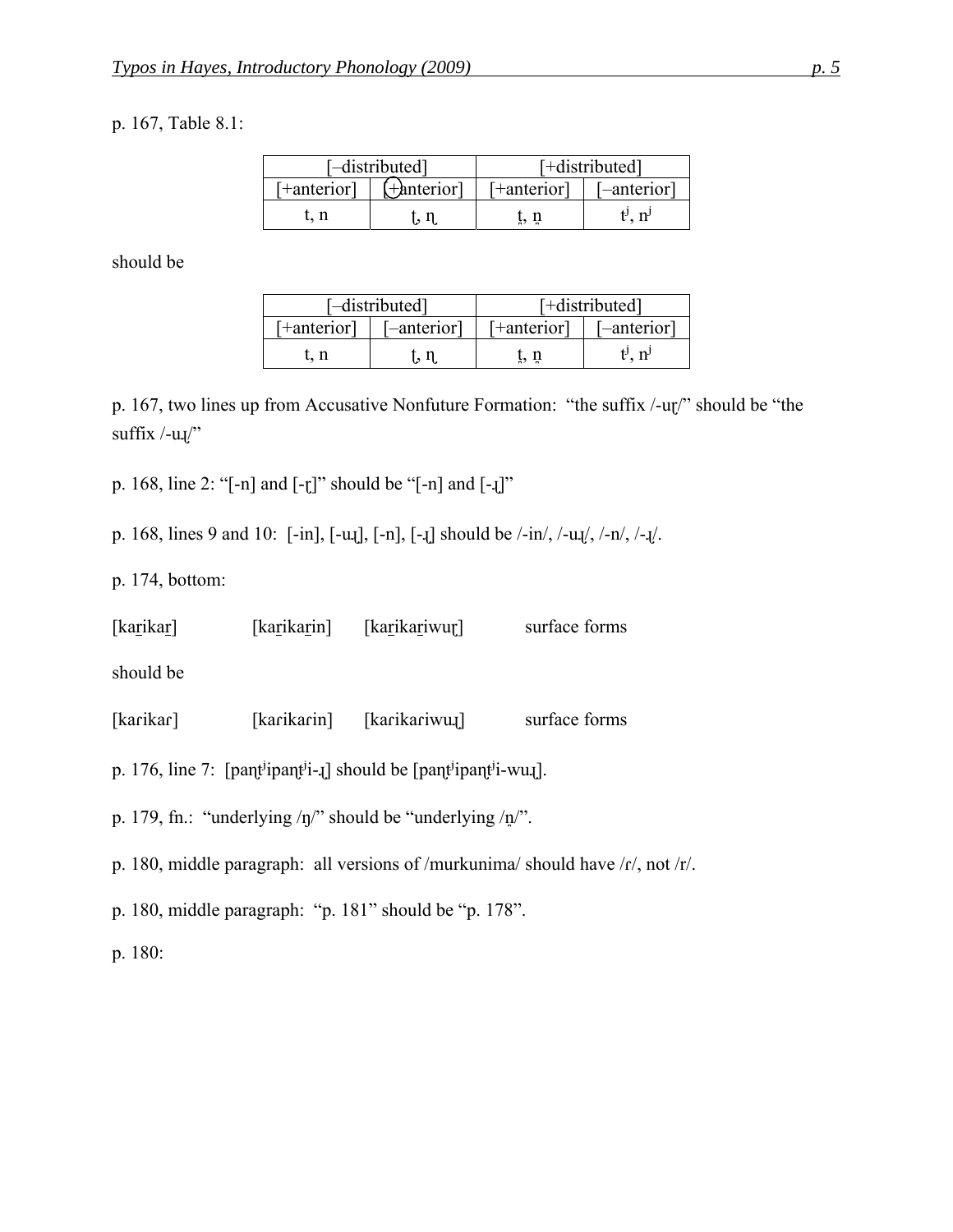p. 167, Table 8.1:

| [–distributed] | | [+distributed] | |
|---|---|---|---|
| [+anterior] | [+anterior] | [+anterior] | [–anterior] |
| t, n | ʈ, ɳ | t̪, n̪ | tʲ, nʲ |

should be

| [–distributed] | | [+distributed] | |
|---|---|---|---|
| [+anterior] | [–anterior] | [+anterior] | [–anterior] |
| t, n | ʈ, ɳ | t̪, n̪ | tʲ, nʲ |

p. 167, two lines up from Accusative Nonfuture Formation: "the suffix /-uɽ/" should be "the suffix /-uɻ/"

p. 168, line 2: "[-n] and [-ɽ]" should be "[-n] and [-ɻ]"

p. 168, lines 9 and 10: [-in], [-uɻ], [-n], [-ɻ] should be /-in/, /-uɻ/, /-n/, /-ɻ/.

p. 174, bottom:

[kar̲ikar̲] [kar̲ikar̲in] [kar̲ikar̲iwuɽ] surface forms

should be

[kaɾikaɾ] [kaɾikaɾin] [kaɾikaɾiwuɻ] surface forms

p. 176, line 7: [paɳʈʲipaɳʈʲi-ɻ] should be [paɳʈʲipaɳʈʲi-wuɻ].

p. 179, fn.: "underlying /ŋ/" should be "underlying /n̪/".

p. 180, middle paragraph: all versions of /murkunima/ should have /ɾ/, not /r/.

p. 180, middle paragraph: "p. 181" should be "p. 178".

p. 180: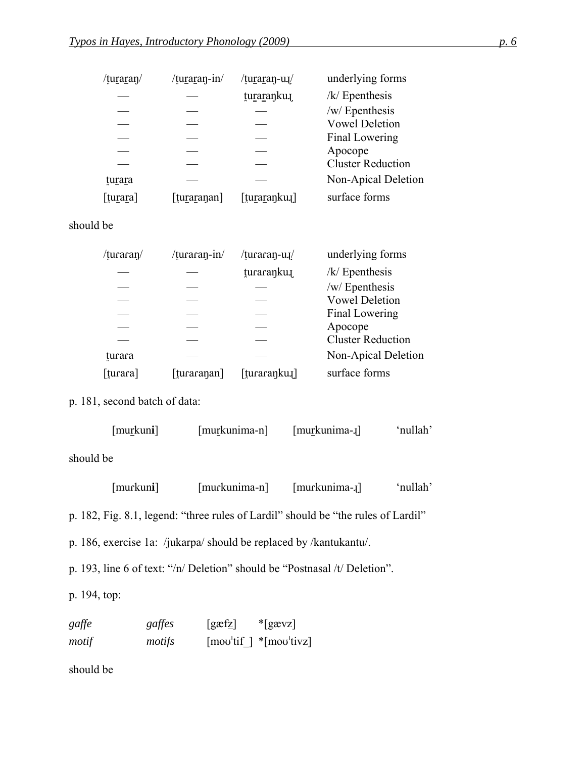| /t̪ur̲ar̲aŋ/ | /t̪ur̲ar̲aŋ-in/ | /t̪ur̲ar̲aŋ-uɻ/ | underlying forms |
|---|---|---|---|
| — | — | t̪ur̲ar̲aŋkuɻ | /k/ Epenthesis |
| — | — | — | /w/ Epenthesis |
| — | — | — | Vowel Deletion |
| — | — | — | Final Lowering |
| — | — | — | Apocope |
| — | — | — | Cluster Reduction |
| t̪ur̲ar̲a | — | — | Non-Apical Deletion |
| [t̪ur̲ar̲a] | [t̪ur̲ar̲aŋan] | [t̪ur̲ar̲aŋkuɻ] | surface forms |

should be

| /t̪uɾaɾaŋ/ | /t̪uɾaɾaŋ-in/ | /t̪uɾaɾaŋ-uɻ/ | underlying forms |
|---|---|---|---|
| — | — | t̪uɾaɾaŋkuɻ | /k/ Epenthesis |
| — | — | — | /w/ Epenthesis |
| — | — | — | Vowel Deletion |
| — | — | — | Final Lowering |
| — | — | — | Apocope |
| — | — | — | Cluster Reduction |
| t̪uɾaɾa | — | — | Non-Apical Deletion |
| [t̪uɾaɾa] | [t̪uɾaɾaŋan] | [t̪uɾaɾaŋkuɻ] | surface forms |

p. 181, second batch of data:

| [mur̲kun**i**] | [mur̲kunima-n] | [mur̲kunima-ɻ] | 'nullah' |
|---|---|---|---|

should be

| [muɾkun**i**] | [muɾkunima-n] | [muɾkunima-ɻ] | 'nullah' |
|---|---|---|---|

p. 182, Fig. 8.1, legend: "three rules of Lardil" should be "the rules of Lardil"

p. 186, exercise 1a: /jukarpa/ should be replaced by /kantukantu/.

p. 193, line 6 of text: "/n/ Deletion" should be "Postnasal /t/ Deletion".

p. 194, top:

| *gaffe* | *gaffes* | [gæfz̲] | *[gævz] |
|---|---|---|---|
| *motif* | *motifs* | [moʊˈtif_] | *[moʊˈtivz] |

should be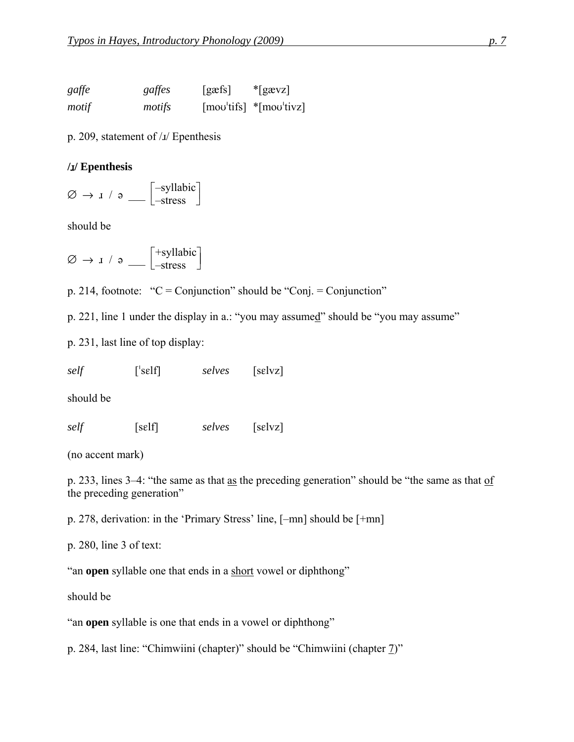| | | | |
|---|---|---|---|
| *gaffe* | *gaffes* | [gæfs] | *[gævz] |
| *motif* | *motifs* | [moʊˈtifs] | *[moʊˈtivz] |

p. 209, statement of /ɹ/ Epenthesis

**/ɹ/ Epenthesis**

$$\varnothing \rightarrow \text{ɹ} \;/\; \text{ə} \;\_\_\_ \begin{bmatrix} -\text{syllabic} \\ -\text{stress} \end{bmatrix}$$

should be

$$\varnothing \rightarrow \text{ɹ} \;/\; \text{ə} \;\_\_\_ \begin{bmatrix} +\text{syllabic} \\ -\text{stress} \end{bmatrix}$$

p. 214, footnote: "C = Conjunction" should be "Conj. = Conjunction"

p. 221, line 1 under the display in a.: "you may assume<u>d</u>" should be "you may assume"

p. 231, last line of top display:

| | | | |
|---|---|---|---|
| *self* | [ˈsɛlf] | *selves* | [sɛlvz] |

should be

| | | | |
|---|---|---|---|
| *self* | [sɛlf] | *selves* | [sɛlvz] |

(no accent mark)

p. 233, lines 3–4: "the same as that <u>as</u> the preceding generation" should be "the same as that <u>of</u> the preceding generation"

p. 278, derivation: in the 'Primary Stress' line, [–mn] should be [+mn]

p. 280, line 3 of text:

"an **open** syllable one that ends in a <u>short</u> vowel or diphthong"

should be

"an **open** syllable is one that ends in a vowel or diphthong"

p. 284, last line: "Chimwiini (chapter)" should be "Chimwiini (chapter <u>7</u>)"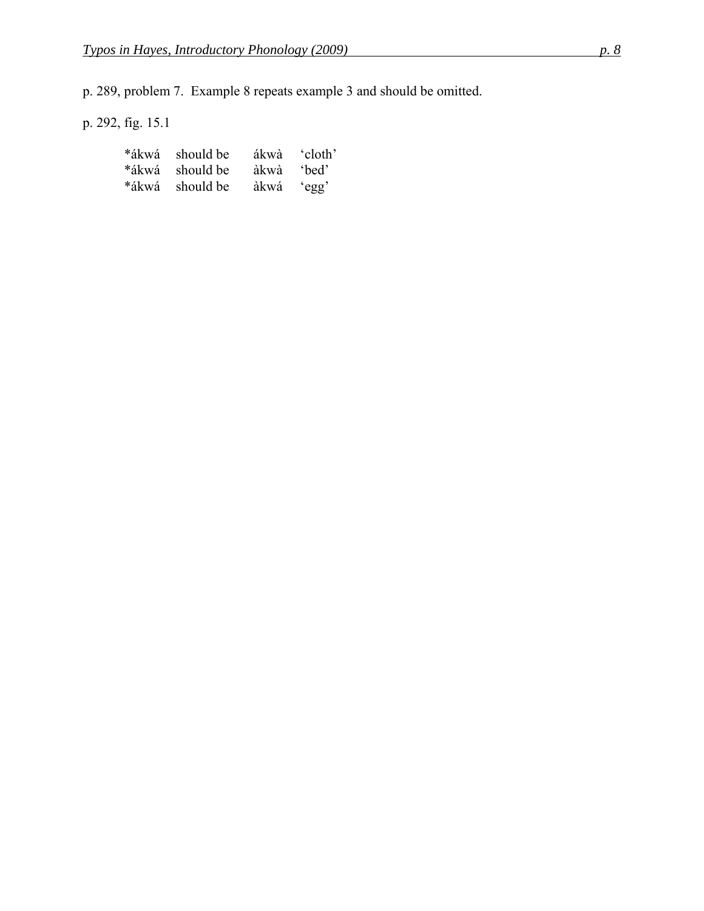p. 289, problem 7. Example 8 repeats example 3 and should be omitted.

p. 292, fig. 15.1

| | | | |
|---|---|---|---|
| *ákwá | should be | ákwà | ‘cloth’ |
| *ákwá | should be | àkwà | ‘bed’ |
| *ákwá | should be | àkwá | ‘egg’ |